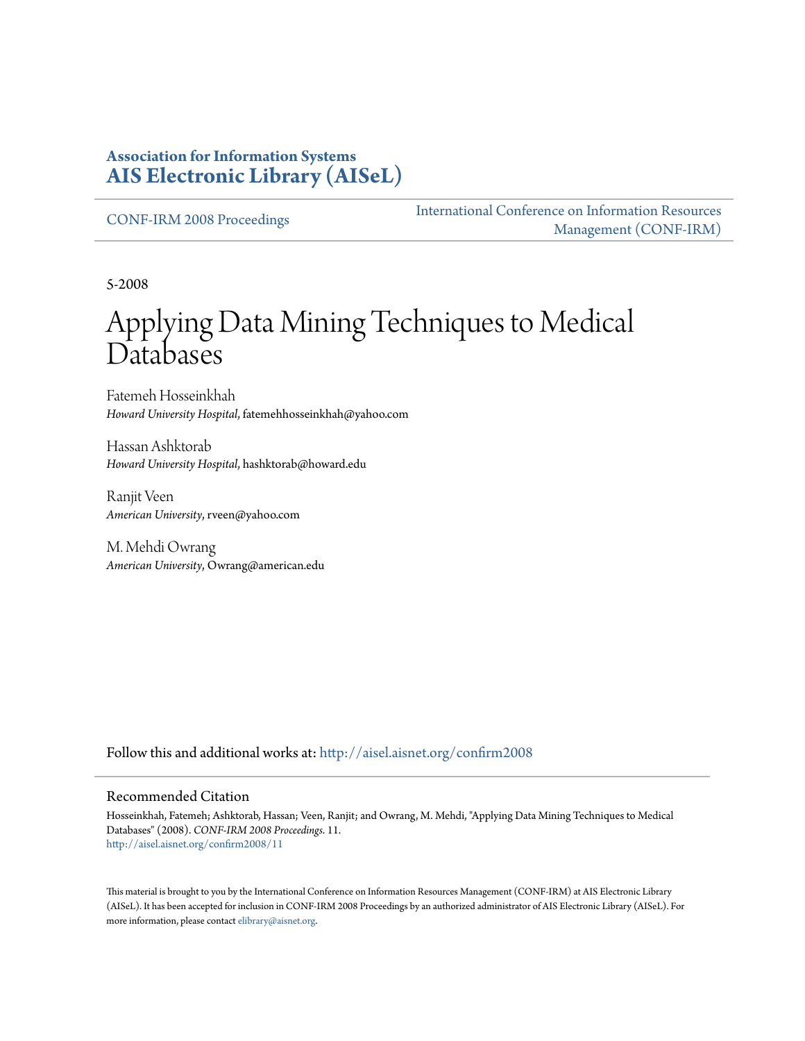**Association for Information Systems**
**AIS Electronic Library (AISeL)**

CONF-IRM 2008 Proceedings

International Conference on Information Resources Management (CONF-IRM)

5-2008

# Applying Data Mining Techniques to Medical Databases

Fatemeh Hosseinkhah
*Howard University Hospital*, fatemehhosseinkhah@yahoo.com

Hassan Ashktorab
*Howard University Hospital*, hashktorab@howard.edu

Ranjit Veen
*American University*, rveen@yahoo.com

M. Mehdi Owrang
*American University*, Owrang@american.edu

Follow this and additional works at: http://aisel.aisnet.org/confirm2008

## Recommended Citation

Hosseinkhah, Fatemeh; Ashktorab, Hassan; Veen, Ranjit; and Owrang, M. Mehdi, "Applying Data Mining Techniques to Medical Databases" (2008). *CONF-IRM 2008 Proceedings*. 11.
http://aisel.aisnet.org/confirm2008/11

This material is brought to you by the International Conference on Information Resources Management (CONF-IRM) at AIS Electronic Library (AISeL). It has been accepted for inclusion in CONF-IRM 2008 Proceedings by an authorized administrator of AIS Electronic Library (AISeL). For more information, please contact elibrary@aisnet.org.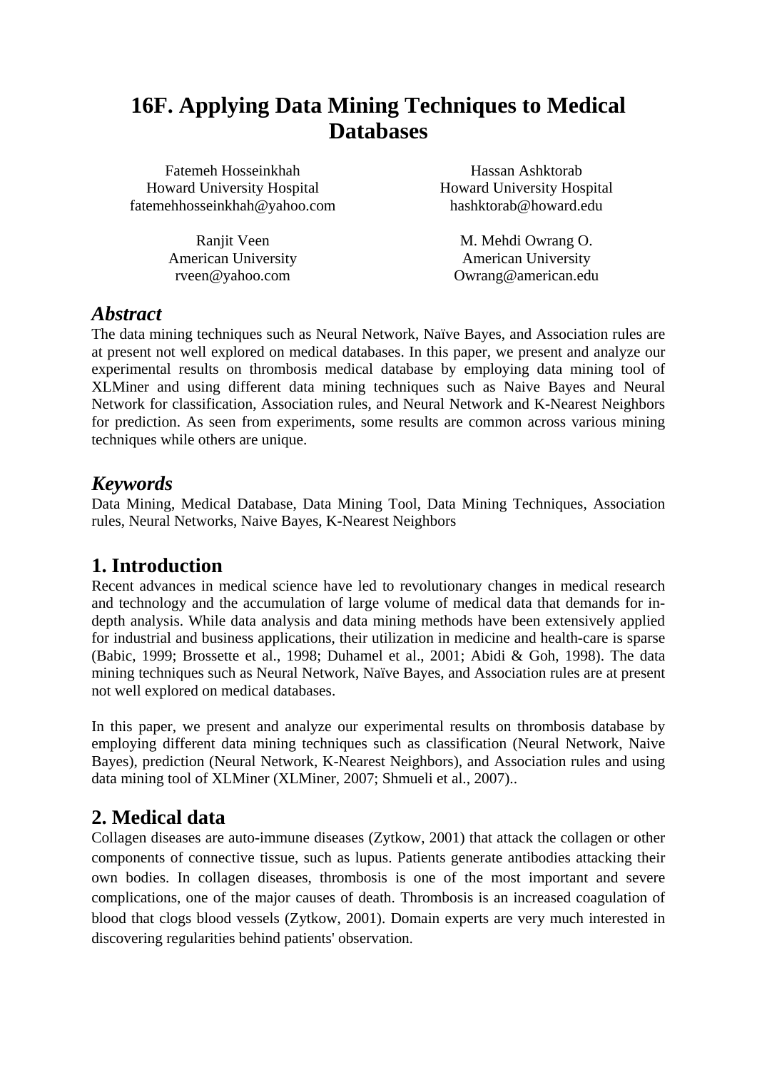# 16F. Applying Data Mining Techniques to Medical Databases

Fatemeh Hosseinkhah
Howard University Hospital
fatemehhosseinkhah@yahoo.com

Hassan Ashktorab
Howard University Hospital
hashktorab@howard.edu

Ranjit Veen
American University
rveen@yahoo.com

M. Mehdi Owrang O.
American University
Owrang@american.edu

## *Abstract*

The data mining techniques such as Neural Network, Naïve Bayes, and Association rules are at present not well explored on medical databases. In this paper, we present and analyze our experimental results on thrombosis medical database by employing data mining tool of XLMiner and using different data mining techniques such as Naive Bayes and Neural Network for classification, Association rules, and Neural Network and K-Nearest Neighbors for prediction. As seen from experiments, some results are common across various mining techniques while others are unique.

## *Keywords*

Data Mining, Medical Database, Data Mining Tool, Data Mining Techniques, Association rules, Neural Networks, Naive Bayes, K-Nearest Neighbors

## 1. Introduction

Recent advances in medical science have led to revolutionary changes in medical research and technology and the accumulation of large volume of medical data that demands for in-depth analysis. While data analysis and data mining methods have been extensively applied for industrial and business applications, their utilization in medicine and health-care is sparse (Babic, 1999; Brossette et al., 1998; Duhamel et al., 2001; Abidi & Goh, 1998). The data mining techniques such as Neural Network, Naïve Bayes, and Association rules are at present not well explored on medical databases.

In this paper, we present and analyze our experimental results on thrombosis database by employing different data mining techniques such as classification (Neural Network, Naive Bayes), prediction (Neural Network, K-Nearest Neighbors), and Association rules and using data mining tool of XLMiner (XLMiner, 2007; Shmueli et al., 2007)..

## 2. Medical data

Collagen diseases are auto-immune diseases (Zytkow, 2001) that attack the collagen or other components of connective tissue, such as lupus. Patients generate antibodies attacking their own bodies. In collagen diseases, thrombosis is one of the most important and severe complications, one of the major causes of death. Thrombosis is an increased coagulation of blood that clogs blood vessels (Zytkow, 2001). Domain experts are very much interested in discovering regularities behind patients' observation.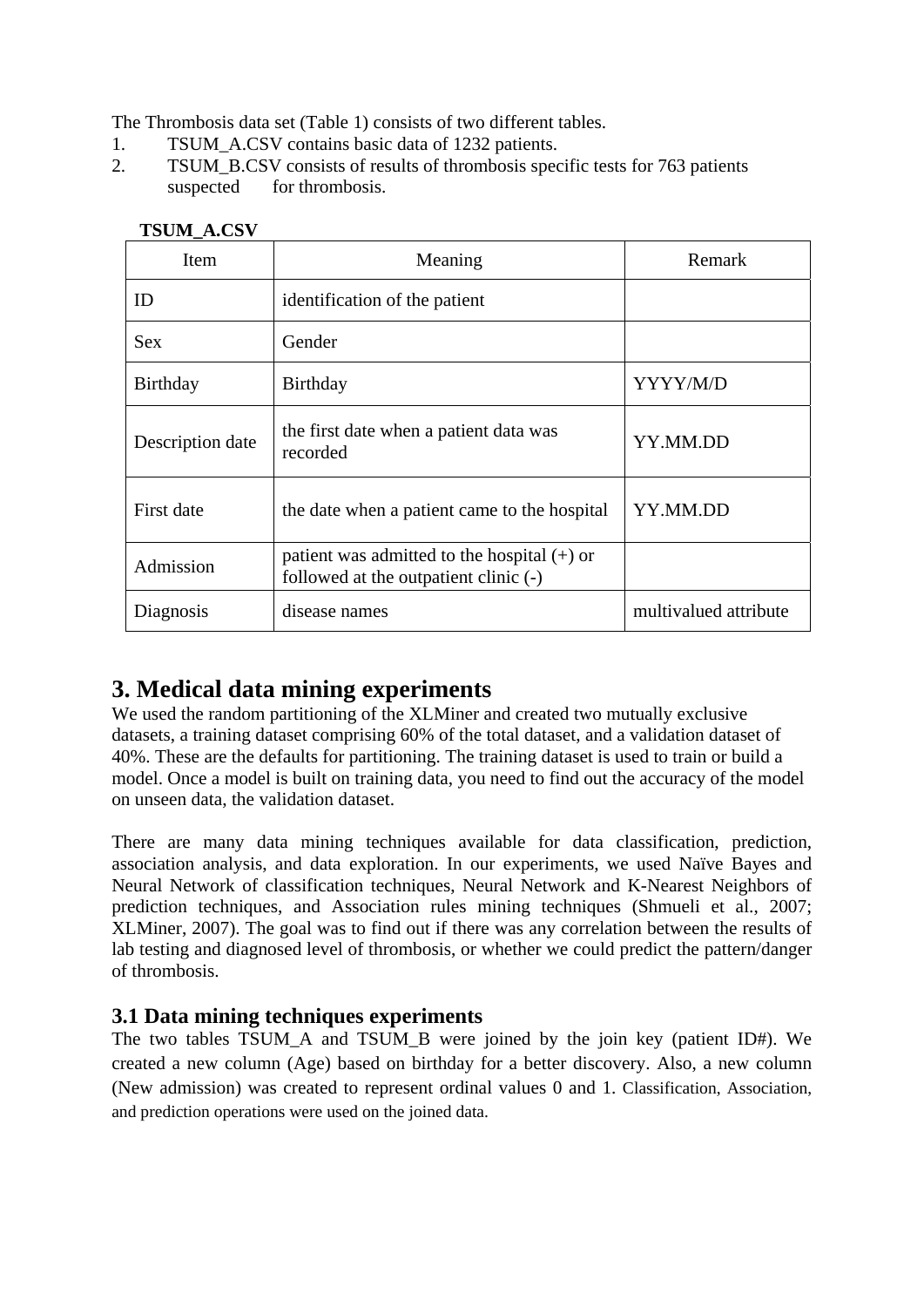The Thrombosis data set (Table 1) consists of two different tables.

1. TSUM_A.CSV contains basic data of 1232 patients.
2. TSUM_B.CSV consists of results of thrombosis specific tests for 763 patients suspected for thrombosis.

**TSUM_A.CSV**

| Item | Meaning | Remark |
|---|---|---|
| ID | identification of the patient | |
| Sex | Gender | |
| Birthday | Birthday | YYYY/M/D |
| Description date | the first date when a patient data was recorded | YY.MM.DD |
| First date | the date when a patient came to the hospital | YY.MM.DD |
| Admission | patient was admitted to the hospital (+) or followed at the outpatient clinic (-) | |
| Diagnosis | disease names | multivalued attribute |

## 3. Medical data mining experiments

We used the random partitioning of the XLMiner and created two mutually exclusive datasets, a training dataset comprising 60% of the total dataset, and a validation dataset of 40%. These are the defaults for partitioning. The training dataset is used to train or build a model. Once a model is built on training data, you need to find out the accuracy of the model on unseen data, the validation dataset.

There are many data mining techniques available for data classification, prediction, association analysis, and data exploration. In our experiments, we used Naïve Bayes and Neural Network of classification techniques, Neural Network and K-Nearest Neighbors of prediction techniques, and Association rules mining techniques (Shmueli et al., 2007; XLMiner, 2007). The goal was to find out if there was any correlation between the results of lab testing and diagnosed level of thrombosis, or whether we could predict the pattern/danger of thrombosis.

### 3.1 Data mining techniques experiments

The two tables TSUM_A and TSUM_B were joined by the join key (patient ID#). We created a new column (Age) based on birthday for a better discovery. Also, a new column (New admission) was created to represent ordinal values 0 and 1. Classification, Association, and prediction operations were used on the joined data.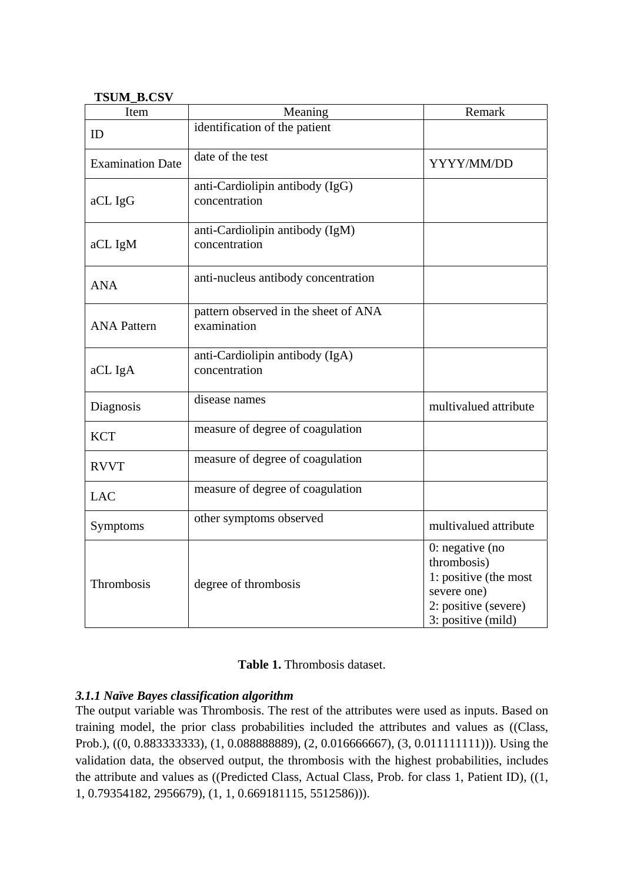**TSUM_B.CSV**

| Item | Meaning | Remark |
|---|---|---|
| ID | identification of the patient | |
| Examination Date | date of the test | YYYY/MM/DD |
| aCL IgG | anti-Cardiolipin antibody (IgG) concentration | |
| aCL IgM | anti-Cardiolipin antibody (IgM) concentration | |
| ANA | anti-nucleus antibody concentration | |
| ANA Pattern | pattern observed in the sheet of ANA examination | |
| aCL IgA | anti-Cardiolipin antibody (IgA) concentration | |
| Diagnosis | disease names | multivalued attribute |
| KCT | measure of degree of coagulation | |
| RVVT | measure of degree of coagulation | |
| LAC | measure of degree of coagulation | |
| Symptoms | other symptoms observed | multivalued attribute |
| Thrombosis | degree of thrombosis | 0: negative (no thrombosis)<br>1: positive (the most severe one)<br>2: positive (severe)<br>3: positive (mild) |

**Table 1.** Thrombosis dataset.

### *3.1.1 Naïve Bayes classification algorithm*

The output variable was Thrombosis. The rest of the attributes were used as inputs. Based on training model, the prior class probabilities included the attributes and values as ((Class, Prob.), ((0, 0.883333333), (1, 0.088888889), (2, 0.016666667), (3, 0.011111111))). Using the validation data, the observed output, the thrombosis with the highest probabilities, includes the attribute and values as ((Predicted Class, Actual Class, Prob. for class 1, Patient ID), ((1, 1, 0.79354182, 2956679), (1, 1, 0.669181115, 5512586))).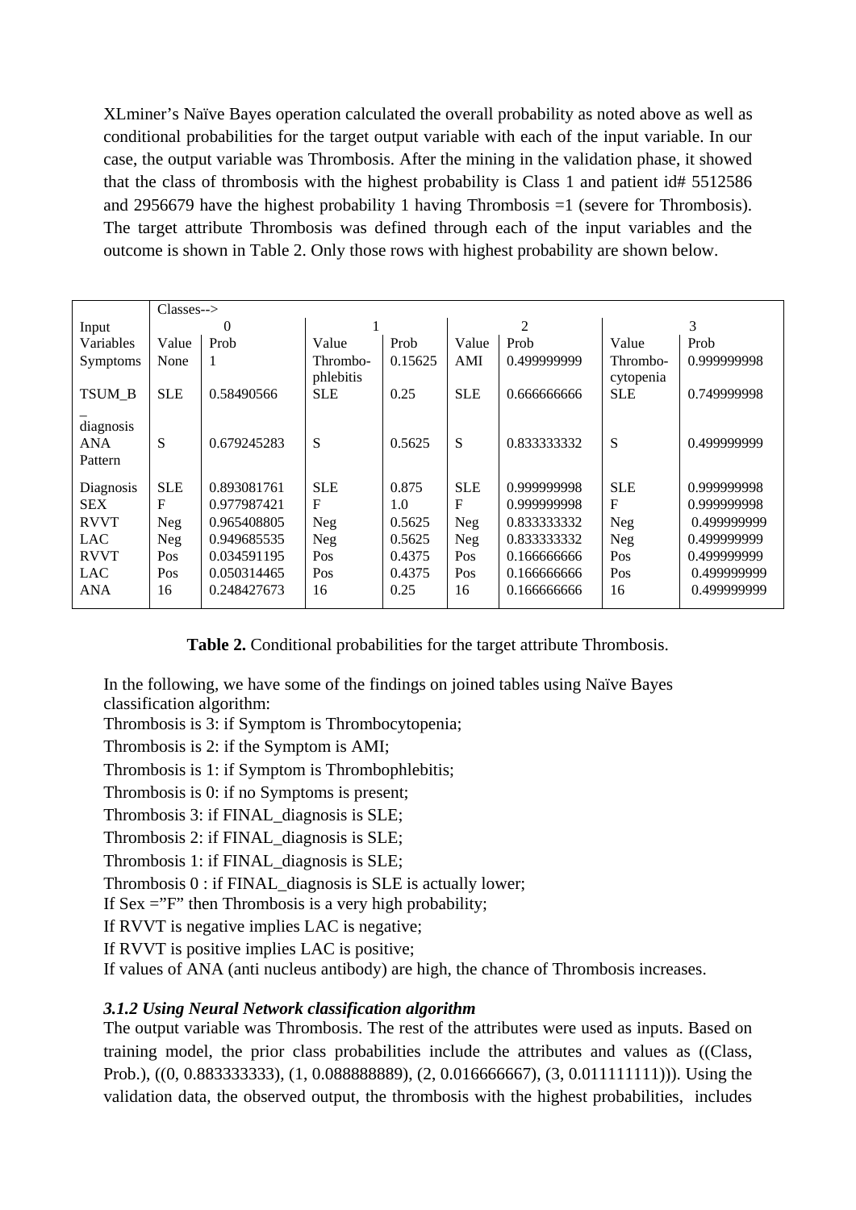XLminer's Naïve Bayes operation calculated the overall probability as noted above as well as conditional probabilities for the target output variable with each of the input variable. In our case, the output variable was Thrombosis. After the mining in the validation phase, it showed that the class of thrombosis with the highest probability is Class 1 and patient id# 5512586 and 2956679 have the highest probability 1 having Thrombosis =1 (severe for Thrombosis). The target attribute Thrombosis was defined through each of the input variables and the outcome is shown in Table 2. Only those rows with highest probability are shown below.

| Input Variables | Classes--> 0 | | 1 | | 2 | | 3 | |
|---|---|---|---|---|---|---|---|---|
| | Value | Prob | Value | Prob | Value | Prob | Value | Prob |
| Symptoms | None | 1 | Thrombo-phlebitis | 0.15625 | AMI | 0.499999999 | Thrombo-cytopenia | 0.999999998 |
| TSUM_B_diagnosis | SLE | 0.58490566 | SLE | 0.25 | SLE | 0.666666666 | SLE | 0.749999998 |
| ANA Pattern | S | 0.679245283 | S | 0.5625 | S | 0.833333332 | S | 0.499999999 |
| Diagnosis | SLE | 0.893081761 | SLE | 0.875 | SLE | 0.999999998 | SLE | 0.999999998 |
| SEX | F | 0.977987421 | F | 1.0 | F | 0.999999998 | F | 0.999999998 |
| RVVT | Neg | 0.965408805 | Neg | 0.5625 | Neg | 0.833333332 | Neg | 0.499999999 |
| LAC | Neg | 0.949685535 | Neg | 0.5625 | Neg | 0.833333332 | Neg | 0.499999999 |
| RVVT | Pos | 0.034591195 | Pos | 0.4375 | Pos | 0.166666666 | Pos | 0.499999999 |
| LAC | Pos | 0.050314465 | Pos | 0.4375 | Pos | 0.166666666 | Pos | 0.499999999 |
| ANA | 16 | 0.248427673 | 16 | 0.25 | 16 | 0.166666666 | 16 | 0.499999999 |

**Table 2.** Conditional probabilities for the target attribute Thrombosis.

In the following, we have some of the findings on joined tables using Naïve Bayes classification algorithm:

Thrombosis is 3: if Symptom is Thrombocytopenia;

Thrombosis is 2: if the Symptom is AMI;

Thrombosis is 1: if Symptom is Thrombophlebitis;

Thrombosis is 0: if no Symptoms is present;

Thrombosis 3: if FINAL_diagnosis is SLE;

Thrombosis 2: if FINAL_diagnosis is SLE;

Thrombosis 1: if FINAL_diagnosis is SLE;

Thrombosis 0 : if FINAL_diagnosis is SLE is actually lower;

If Sex ="F" then Thrombosis is a very high probability;

If RVVT is negative implies LAC is negative;

If RVVT is positive implies LAC is positive;

If values of ANA (anti nucleus antibody) are high, the chance of Thrombosis increases.

### *3.1.2 Using Neural Network classification algorithm*

The output variable was Thrombosis. The rest of the attributes were used as inputs. Based on training model, the prior class probabilities include the attributes and values as ((Class, Prob.), ((0, 0.883333333), (1, 0.088888889), (2, 0.016666667), (3, 0.011111111))). Using the validation data, the observed output, the thrombosis with the highest probabilities, includes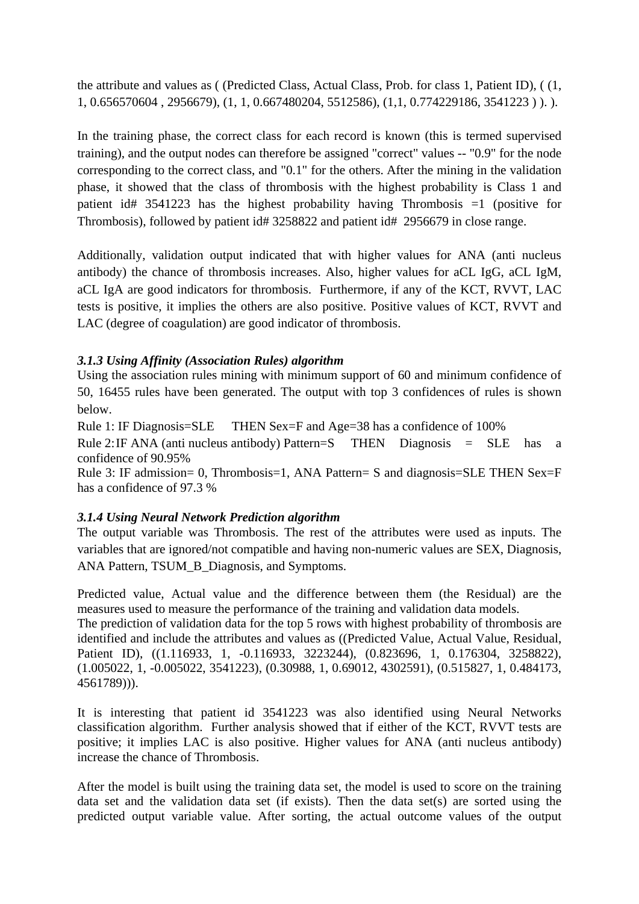the attribute and values as ( (Predicted Class, Actual Class, Prob. for class 1, Patient ID), ( (1, 1, 0.656570604 , 2956679), (1, 1, 0.667480204, 5512586), (1,1, 0.774229186, 3541223 ) ). ).

In the training phase, the correct class for each record is known (this is termed supervised training), and the output nodes can therefore be assigned "correct" values -- "0.9" for the node corresponding to the correct class, and "0.1" for the others. After the mining in the validation phase, it showed that the class of thrombosis with the highest probability is Class 1 and patient id# 3541223 has the highest probability having Thrombosis =1 (positive for Thrombosis), followed by patient id# 3258822 and patient id# 2956679 in close range.

Additionally, validation output indicated that with higher values for ANA (anti nucleus antibody) the chance of thrombosis increases. Also, higher values for aCL IgG, aCL IgM, aCL IgA are good indicators for thrombosis. Furthermore, if any of the KCT, RVVT, LAC tests is positive, it implies the others are also positive. Positive values of KCT, RVVT and LAC (degree of coagulation) are good indicator of thrombosis.

### *3.1.3 Using Affinity (Association Rules) algorithm*

Using the association rules mining with minimum support of 60 and minimum confidence of 50, 16455 rules have been generated. The output with top 3 confidences of rules is shown below.

Rule 1: IF Diagnosis=SLE THEN Sex=F and Age=38 has a confidence of 100%

Rule 2: IF ANA (anti nucleus antibody) Pattern=S THEN Diagnosis = SLE has a confidence of 90.95%

Rule 3: IF admission= 0, Thrombosis=1, ANA Pattern= S and diagnosis=SLE THEN Sex=F has a confidence of 97.3 %

### *3.1.4 Using Neural Network Prediction algorithm*

The output variable was Thrombosis. The rest of the attributes were used as inputs. The variables that are ignored/not compatible and having non-numeric values are SEX, Diagnosis, ANA Pattern, TSUM_B_Diagnosis, and Symptoms.

Predicted value, Actual value and the difference between them (the Residual) are the measures used to measure the performance of the training and validation data models.
The prediction of validation data for the top 5 rows with highest probability of thrombosis are identified and include the attributes and values as ((Predicted Value, Actual Value, Residual, Patient ID), ((1.116933, 1, -0.116933, 3223244), (0.823696, 1, 0.176304, 3258822), (1.005022, 1, -0.005022, 3541223), (0.30988, 1, 0.69012, 4302591), (0.515827, 1, 0.484173, 4561789))).

It is interesting that patient id 3541223 was also identified using Neural Networks classification algorithm. Further analysis showed that if either of the KCT, RVVT tests are positive; it implies LAC is also positive. Higher values for ANA (anti nucleus antibody) increase the chance of Thrombosis.

After the model is built using the training data set, the model is used to score on the training data set and the validation data set (if exists). Then the data set(s) are sorted using the predicted output variable value. After sorting, the actual outcome values of the output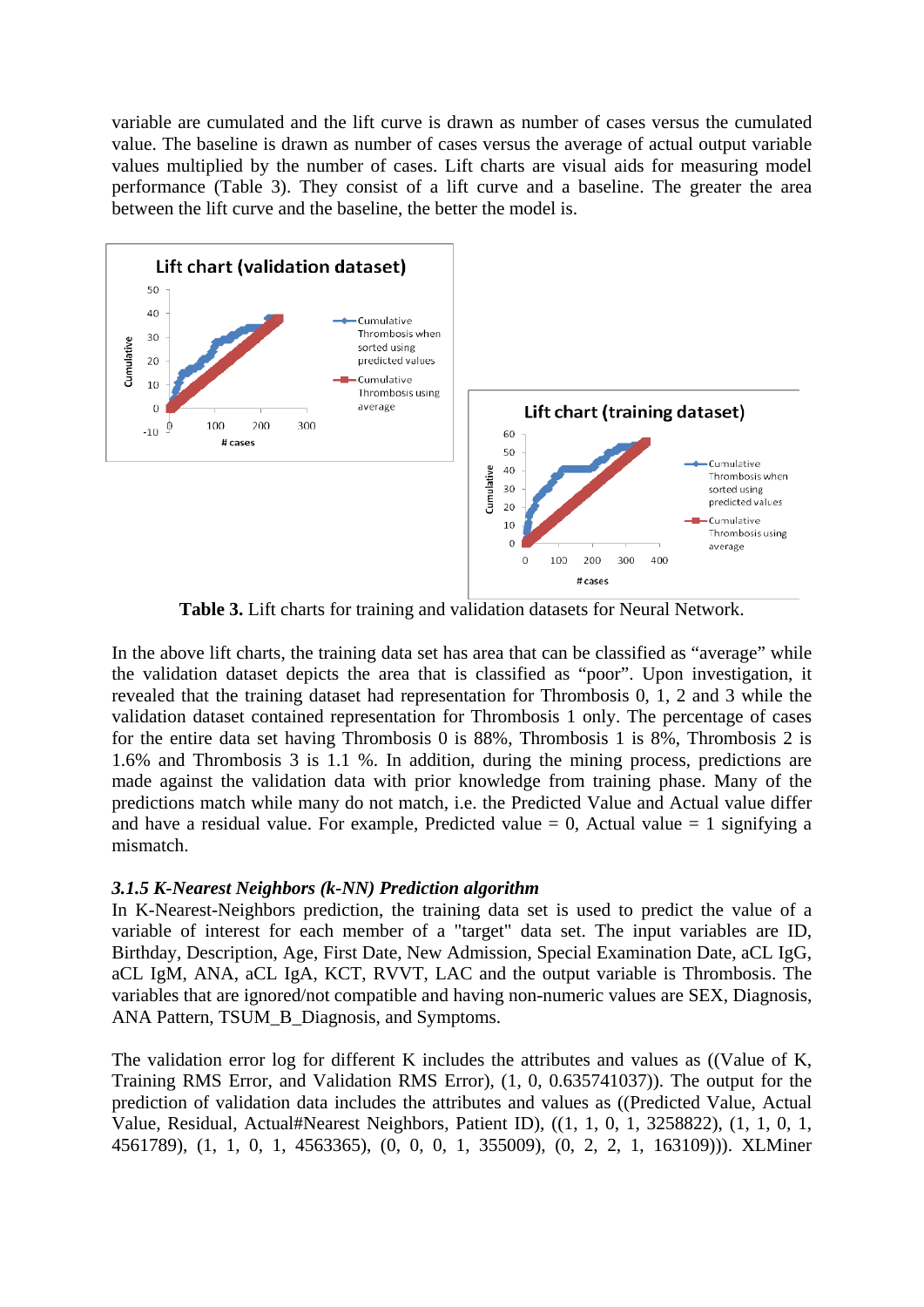variable are cumulated and the lift curve is drawn as number of cases versus the cumulated value. The baseline is drawn as number of cases versus the average of actual output variable values multiplied by the number of cases. Lift charts are visual aids for measuring model performance (Table 3). They consist of a lift curve and a baseline. The greater the area between the lift curve and the baseline, the better the model is.

**Table 3.** Lift charts for training and validation datasets for Neural Network.

In the above lift charts, the training data set has area that can be classified as "average" while the validation dataset depicts the area that is classified as "poor". Upon investigation, it revealed that the training dataset had representation for Thrombosis 0, 1, 2 and 3 while the validation dataset contained representation for Thrombosis 1 only. The percentage of cases for the entire data set having Thrombosis 0 is 88%, Thrombosis 1 is 8%, Thrombosis 2 is 1.6% and Thrombosis 3 is 1.1 %. In addition, during the mining process, predictions are made against the validation data with prior knowledge from training phase. Many of the predictions match while many do not match, i.e. the Predicted Value and Actual value differ and have a residual value. For example, Predicted value = 0, Actual value = 1 signifying a mismatch.

### *3.1.5 K-Nearest Neighbors (k-NN) Prediction algorithm*

In K-Nearest-Neighbors prediction, the training data set is used to predict the value of a variable of interest for each member of a "target" data set. The input variables are ID, Birthday, Description, Age, First Date, New Admission, Special Examination Date, aCL IgG, aCL IgM, ANA, aCL IgA, KCT, RVVT, LAC and the output variable is Thrombosis. The variables that are ignored/not compatible and having non-numeric values are SEX, Diagnosis, ANA Pattern, TSUM_B_Diagnosis, and Symptoms.

The validation error log for different K includes the attributes and values as ((Value of K, Training RMS Error, and Validation RMS Error), (1, 0, 0.635741037)). The output for the prediction of validation data includes the attributes and values as ((Predicted Value, Actual Value, Residual, Actual#Nearest Neighbors, Patient ID), ((1, 1, 0, 1, 3258822), (1, 1, 0, 1, 4561789), (1, 1, 0, 1, 4563365), (0, 0, 0, 1, 355009), (0, 2, 2, 1, 163109))). XLMiner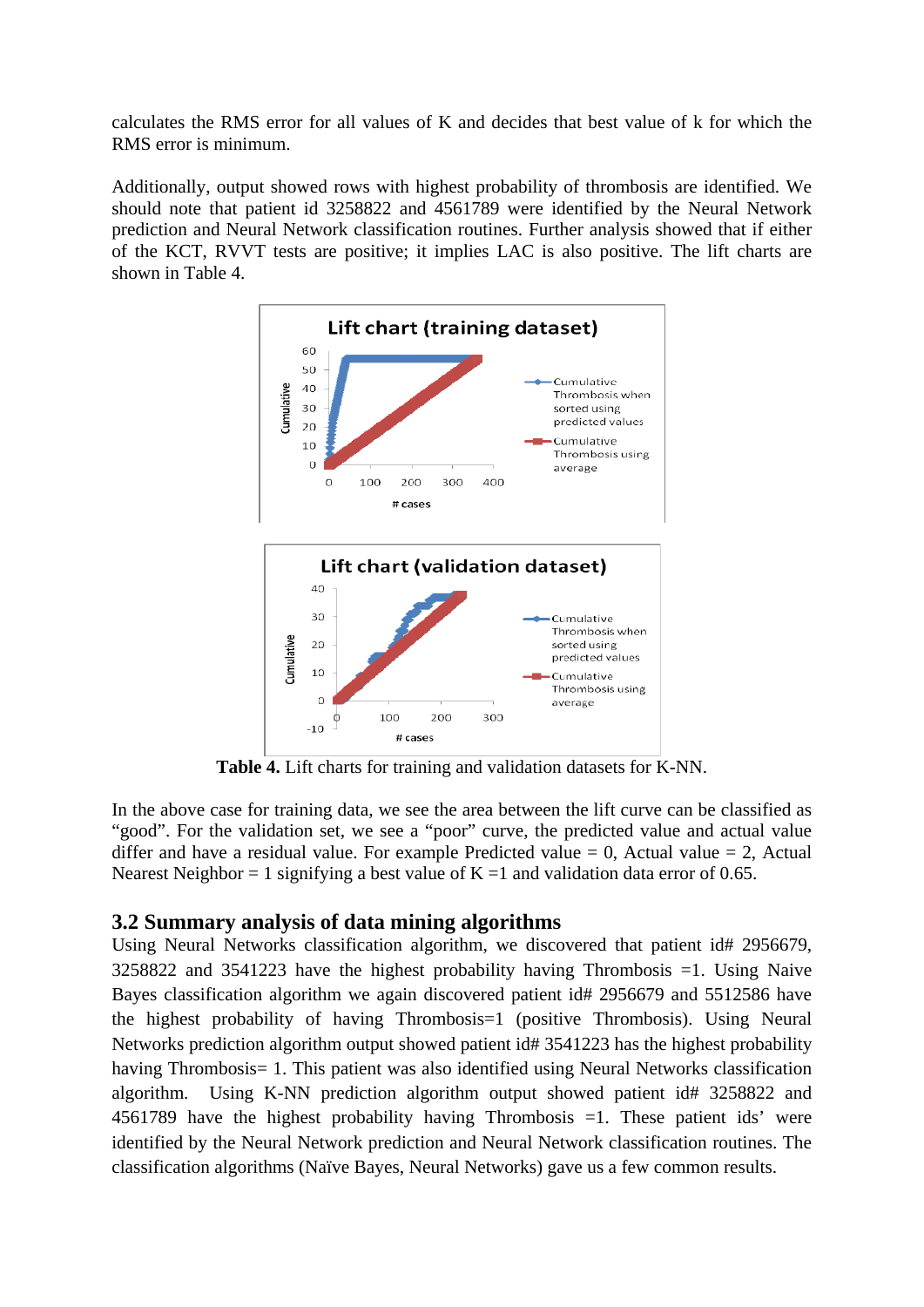calculates the RMS error for all values of K and decides that best value of k for which the RMS error is minimum.

Additionally, output showed rows with highest probability of thrombosis are identified. We should note that patient id 3258822 and 4561789 were identified by the Neural Network prediction and Neural Network classification routines. Further analysis showed that if either of the KCT, RVVT tests are positive; it implies LAC is also positive. The lift charts are shown in Table 4.

**Table 4.** Lift charts for training and validation datasets for K-NN.

In the above case for training data, we see the area between the lift curve can be classified as "good". For the validation set, we see a "poor" curve, the predicted value and actual value differ and have a residual value. For example Predicted value = 0, Actual value = 2, Actual Nearest Neighbor = 1 signifying a best value of K =1 and validation data error of 0.65.

### 3.2 Summary analysis of data mining algorithms

Using Neural Networks classification algorithm, we discovered that patient id# 2956679, 3258822 and 3541223 have the highest probability having Thrombosis =1. Using Naive Bayes classification algorithm we again discovered patient id# 2956679 and 5512586 have the highest probability of having Thrombosis=1 (positive Thrombosis). Using Neural Networks prediction algorithm output showed patient id# 3541223 has the highest probability having Thrombosis= 1. This patient was also identified using Neural Networks classification algorithm. Using K-NN prediction algorithm output showed patient id# 3258822 and 4561789 have the highest probability having Thrombosis =1. These patient ids' were identified by the Neural Network prediction and Neural Network classification routines. The classification algorithms (Naïve Bayes, Neural Networks) gave us a few common results.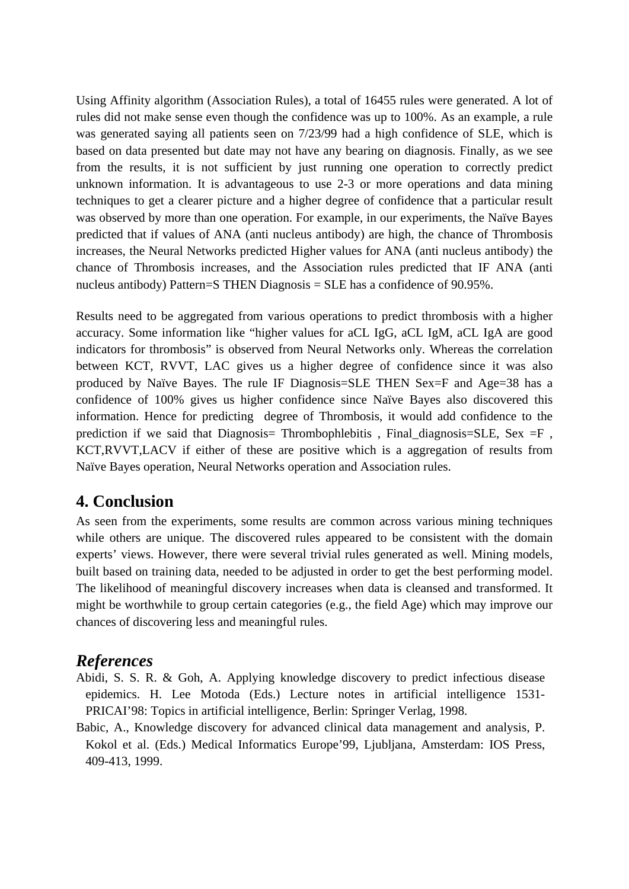Using Affinity algorithm (Association Rules), a total of 16455 rules were generated. A lot of rules did not make sense even though the confidence was up to 100%. As an example, a rule was generated saying all patients seen on 7/23/99 had a high confidence of SLE, which is based on data presented but date may not have any bearing on diagnosis. Finally, as we see from the results, it is not sufficient by just running one operation to correctly predict unknown information. It is advantageous to use 2-3 or more operations and data mining techniques to get a clearer picture and a higher degree of confidence that a particular result was observed by more than one operation. For example, in our experiments, the Naïve Bayes predicted that if values of ANA (anti nucleus antibody) are high, the chance of Thrombosis increases, the Neural Networks predicted Higher values for ANA (anti nucleus antibody) the chance of Thrombosis increases, and the Association rules predicted that IF ANA (anti nucleus antibody) Pattern=S THEN Diagnosis = SLE has a confidence of 90.95%.

Results need to be aggregated from various operations to predict thrombosis with a higher accuracy. Some information like "higher values for aCL IgG, aCL IgM, aCL IgA are good indicators for thrombosis" is observed from Neural Networks only. Whereas the correlation between KCT, RVVT, LAC gives us a higher degree of confidence since it was also produced by Naïve Bayes. The rule IF Diagnosis=SLE THEN Sex=F and Age=38 has a confidence of 100% gives us higher confidence since Naïve Bayes also discovered this information. Hence for predicting degree of Thrombosis, it would add confidence to the prediction if we said that Diagnosis= Thrombophlebitis , Final_diagnosis=SLE, Sex =F , KCT,RVVT,LACV if either of these are positive which is a aggregation of results from Naïve Bayes operation, Neural Networks operation and Association rules.

## 4. Conclusion

As seen from the experiments, some results are common across various mining techniques while others are unique. The discovered rules appeared to be consistent with the domain experts' views. However, there were several trivial rules generated as well. Mining models, built based on training data, needed to be adjusted in order to get the best performing model. The likelihood of meaningful discovery increases when data is cleansed and transformed. It might be worthwhile to group certain categories (e.g., the field Age) which may improve our chances of discovering less and meaningful rules.

## *References*

Abidi, S. S. R. & Goh, A. Applying knowledge discovery to predict infectious disease epidemics. H. Lee Motoda (Eds.) Lecture notes in artificial intelligence 1531-PRICAI'98: Topics in artificial intelligence, Berlin: Springer Verlag, 1998.

Babic, A., Knowledge discovery for advanced clinical data management and analysis, P. Kokol et al. (Eds.) Medical Informatics Europe'99, Ljubljana, Amsterdam: IOS Press, 409-413, 1999.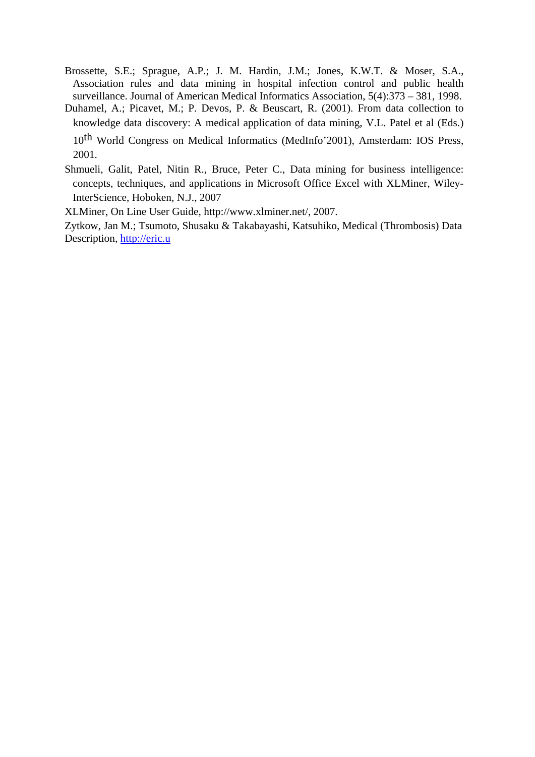Brossette, S.E.; Sprague, A.P.; J. M. Hardin, J.M.; Jones, K.W.T. & Moser, S.A., Association rules and data mining in hospital infection control and public health surveillance. Journal of American Medical Informatics Association, 5(4):373 – 381, 1998.

Duhamel, A.; Picavet, M.; P. Devos, P. & Beuscart, R. (2001). From data collection to knowledge data discovery: A medical application of data mining, V.L. Patel et al (Eds.) 10th World Congress on Medical Informatics (MedInfo'2001), Amsterdam: IOS Press, 2001.

Shmueli, Galit, Patel, Nitin R., Bruce, Peter C., Data mining for business intelligence: concepts, techniques, and applications in Microsoft Office Excel with XLMiner, Wiley-InterScience, Hoboken, N.J., 2007

XLMiner, On Line User Guide, http://www.xlminer.net/, 2007.

Zytkow, Jan M.; Tsumoto, Shusaku & Takabayashi, Katsuhiko, Medical (Thrombosis) Data Description, http://eric.u